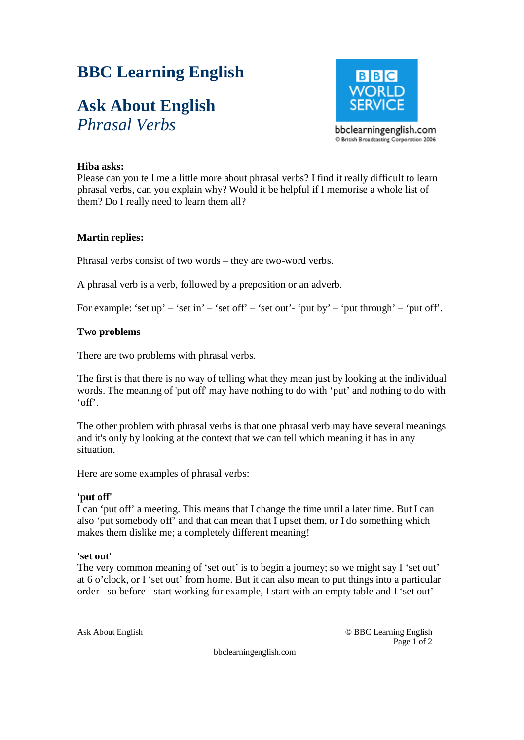# BBC Learning English

## Ask About English
*Phrasal Verbs*

bbclearningenglish.com
© British Broadcasting Corporation 2006

**Hiba asks:**
Please can you tell me a little more about phrasal verbs? I find it really difficult to learn phrasal verbs, can you explain why? Would it be helpful if I memorise a whole list of them? Do I really need to learn them all?

**Martin replies:**

Phrasal verbs consist of two words – they are two-word verbs.

A phrasal verb is a verb, followed by a preposition or an adverb.

For example: 'set up' – 'set in' – 'set off' – 'set out'- 'put by' – 'put through' – 'put off'.

**Two problems**

There are two problems with phrasal verbs.

The first is that there is no way of telling what they mean just by looking at the individual words. The meaning of 'put off' may have nothing to do with 'put' and nothing to do with 'off'.

The other problem with phrasal verbs is that one phrasal verb may have several meanings and it's only by looking at the context that we can tell which meaning it has in any situation.

Here are some examples of phrasal verbs:

**'put off'**
I can 'put off' a meeting. This means that I change the time until a later time. But I can also 'put somebody off' and that can mean that I upset them, or I do something which makes them dislike me; a completely different meaning!

**'set out'**
The very common meaning of 'set out' is to begin a journey; so we might say I 'set out' at 6 o'clock, or I 'set out' from home. But it can also mean to put things into a particular order - so before I start working for example, I start with an empty table and I 'set out'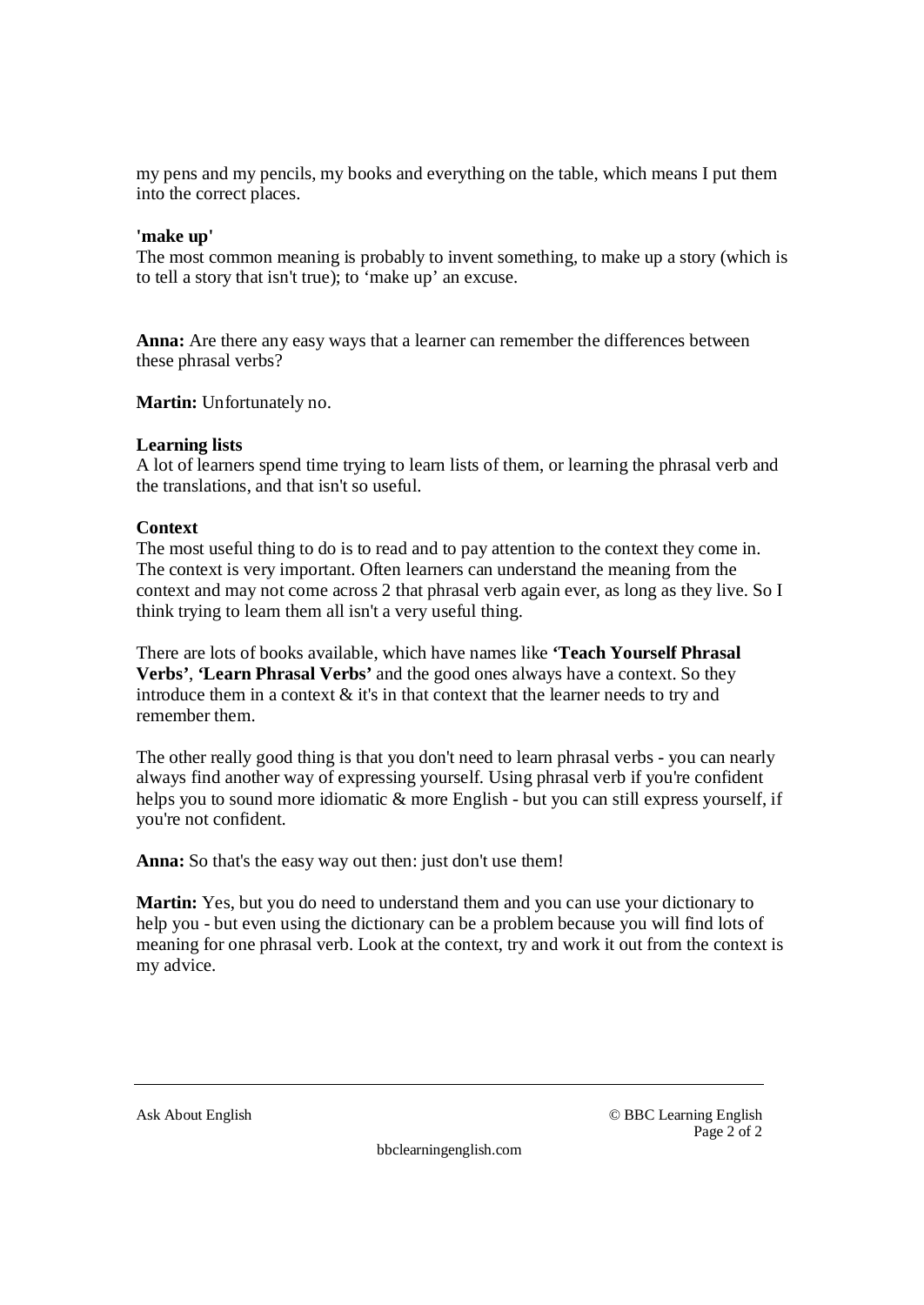my pens and my pencils, my books and everything on the table, which means I put them into the correct places.

**'make up'**
The most common meaning is probably to invent something, to make up a story (which is to tell a story that isn't true); to ‘make up’ an excuse.

**Anna:** Are there any easy ways that a learner can remember the differences between these phrasal verbs?

**Martin:** Unfortunately no.

**Learning lists**
A lot of learners spend time trying to learn lists of them, or learning the phrasal verb and the translations, and that isn't so useful.

**Context**
The most useful thing to do is to read and to pay attention to the context they come in. The context is very important. Often learners can understand the meaning from the context and may not come across 2 that phrasal verb again ever, as long as they live. So I think trying to learn them all isn't a very useful thing.

There are lots of books available, which have names like **‘Teach Yourself Phrasal Verbs’**, **‘Learn Phrasal Verbs’** and the good ones always have a context. So they introduce them in a context & it's in that context that the learner needs to try and remember them.

The other really good thing is that you don't need to learn phrasal verbs - you can nearly always find another way of expressing yourself. Using phrasal verb if you're confident helps you to sound more idiomatic & more English - but you can still express yourself, if you're not confident.

**Anna:** So that's the easy way out then: just don't use them!

**Martin:** Yes, but you do need to understand them and you can use your dictionary to help you - but even using the dictionary can be a problem because you will find lots of meaning for one phrasal verb. Look at the context, try and work it out from the context is my advice.